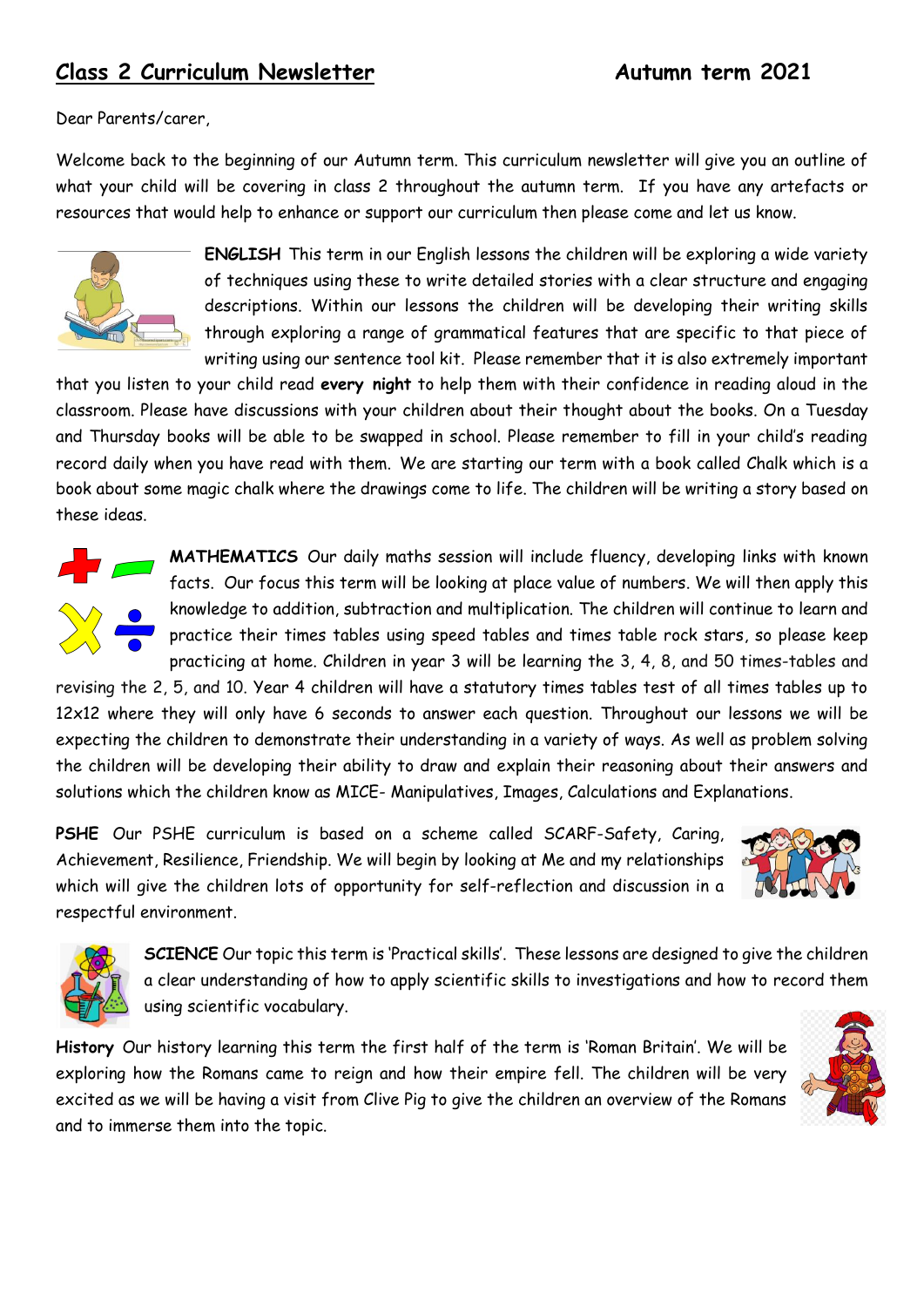# Class 2 Curriculum Newsletter — Autumn term 2021

Dear Parents/carer,

Welcome back to the beginning of our Autumn term. This curriculum newsletter will give you an outline of what your child will be covering in class 2 throughout the autumn term. If you have any artefacts or resources that would help to enhance or support our curriculum then please come and let us know.

**ENGLISH** This term in our English lessons the children will be exploring a wide variety of techniques using these to write detailed stories with a clear structure and engaging descriptions. Within our lessons the children will be developing their writing skills through exploring a range of grammatical features that are specific to that piece of writing using our sentence tool kit. Please remember that it is also extremely important that you listen to your child read **every night** to help them with their confidence in reading aloud in the classroom. Please have discussions with your children about their thought about the books. On a Tuesday and Thursday books will be able to be swapped in school. Please remember to fill in your child's reading record daily when you have read with them. We are starting our term with a book called Chalk which is a book about some magic chalk where the drawings come to life. The children will be writing a story based on these ideas.

**MATHEMATICS** Our daily maths session will include fluency, developing links with known facts. Our focus this term will be looking at place value of numbers. We will then apply this knowledge to addition, subtraction and multiplication. The children will continue to learn and practice their times tables using speed tables and times table rock stars, so please keep practicing at home. Children in year 3 will be learning the 3, 4, 8, and 50 times-tables and revising the 2, 5, and 10. Year 4 children will have a statutory times tables test of all times tables up to 12x12 where they will only have 6 seconds to answer each question. Throughout our lessons we will be expecting the children to demonstrate their understanding in a variety of ways. As well as problem solving the children will be developing their ability to draw and explain their reasoning about their answers and solutions which the children know as MICE- Manipulatives, Images, Calculations and Explanations.

**PSHE** Our PSHE curriculum is based on a scheme called SCARF-Safety, Caring, Achievement, Resilience, Friendship. We will begin by looking at Me and my relationships which will give the children lots of opportunity for self-reflection and discussion in a respectful environment.

**SCIENCE** Our topic this term is 'Practical skills'. These lessons are designed to give the children a clear understanding of how to apply scientific skills to investigations and how to record them using scientific vocabulary.

**History** Our history learning this term the first half of the term is 'Roman Britain'. We will be exploring how the Romans came to reign and how their empire fell. The children will be very excited as we will be having a visit from Clive Pig to give the children an overview of the Romans and to immerse them into the topic.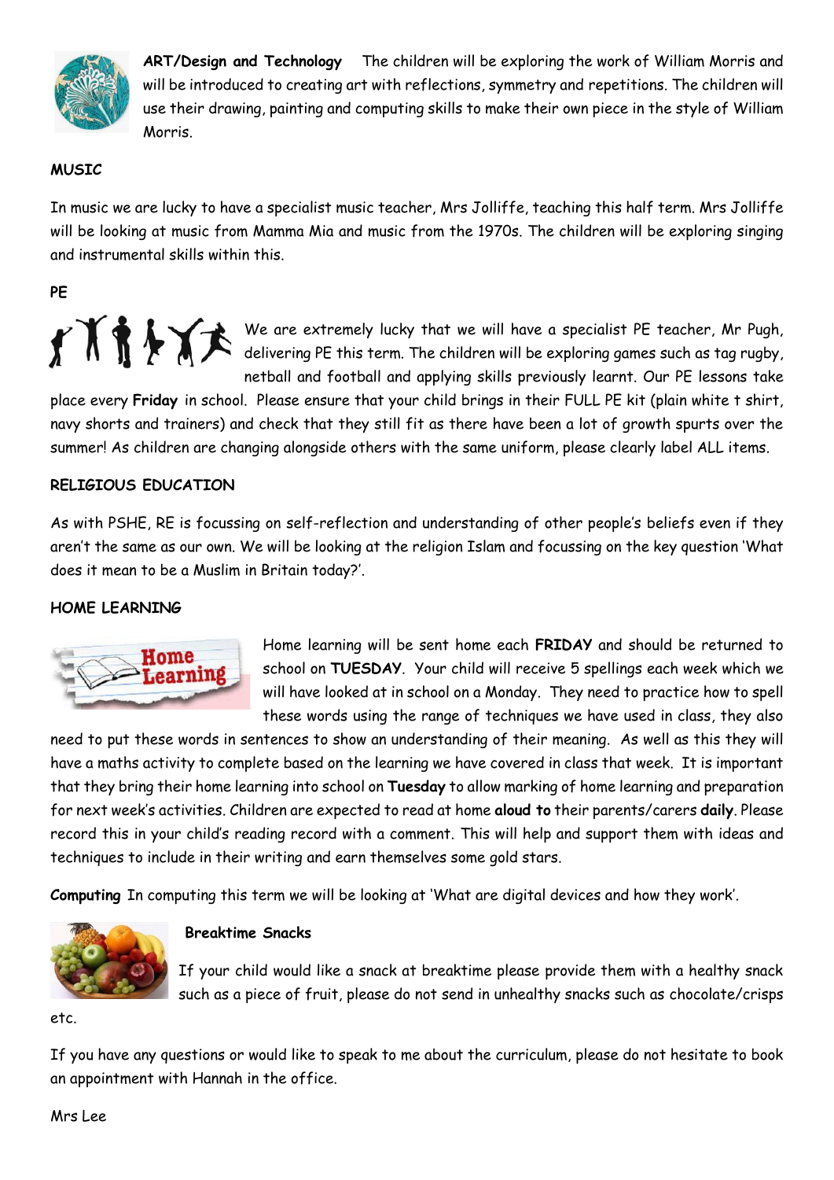**ART/Design and Technology** The children will be exploring the work of William Morris and will be introduced to creating art with reflections, symmetry and repetitions. The children will use their drawing, painting and computing skills to make their own piece in the style of William Morris.

**MUSIC**

In music we are lucky to have a specialist music teacher, Mrs Jolliffe, teaching this half term. Mrs Jolliffe will be looking at music from Mamma Mia and music from the 1970s. The children will be exploring singing and instrumental skills within this.

**PE**

We are extremely lucky that we will have a specialist PE teacher, Mr Pugh, delivering PE this term. The children will be exploring games such as tag rugby, netball and football and applying skills previously learnt. Our PE lessons take place every **Friday** in school. Please ensure that your child brings in their FULL PE kit (plain white t shirt, navy shorts and trainers) and check that they still fit as there have been a lot of growth spurts over the summer! As children are changing alongside others with the same uniform, please clearly label ALL items.

**RELIGIOUS EDUCATION**

As with PSHE, RE is focussing on self-reflection and understanding of other people's beliefs even if they aren't the same as our own. We will be looking at the religion Islam and focussing on the key question 'What does it mean to be a Muslim in Britain today?'.

**HOME LEARNING**

Home learning will be sent home each **FRIDAY** and should be returned to school on **TUESDAY**. Your child will receive 5 spellings each week which we will have looked at in school on a Monday. They need to practice how to spell these words using the range of techniques we have used in class, they also need to put these words in sentences to show an understanding of their meaning. As well as this they will have a maths activity to complete based on the learning we have covered in class that week. It is important that they bring their home learning into school on **Tuesday** to allow marking of home learning and preparation for next week's activities. Children are expected to read at home **aloud to** their parents/carers **daily**. Please record this in your child's reading record with a comment. This will help and support them with ideas and techniques to include in their writing and earn themselves some gold stars.

**Computing** In computing this term we will be looking at 'What are digital devices and how they work'.

**Breaktime Snacks**

If your child would like a snack at breaktime please provide them with a healthy snack such as a piece of fruit, please do not send in unhealthy snacks such as chocolate/crisps etc.

If you have any questions or would like to speak to me about the curriculum, please do not hesitate to book an appointment with Hannah in the office.

Mrs Lee